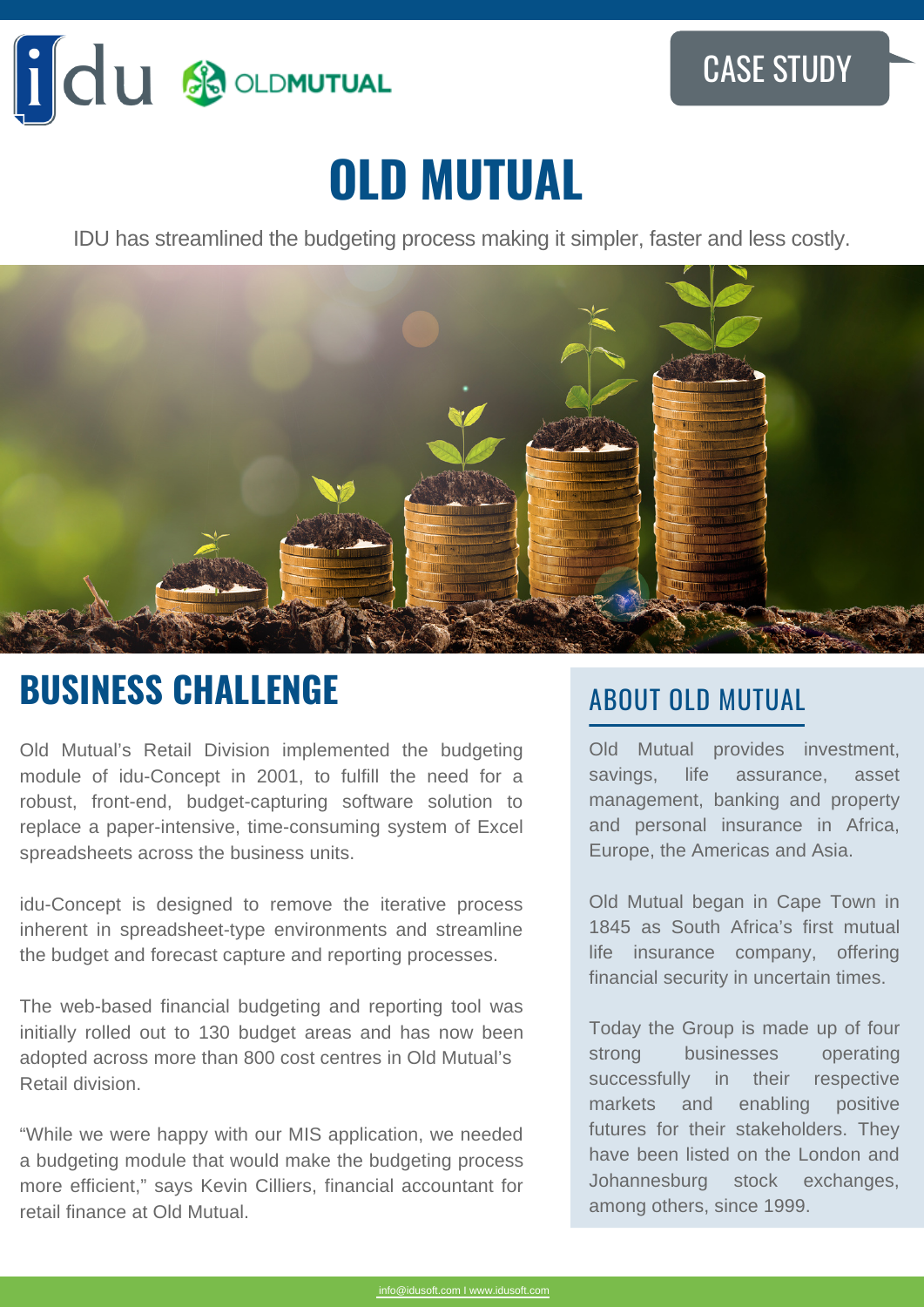CASE STUDY

# OLD MUTUAL

IDU has streamlined the budgeting process making it simpler, faster and less costly.

## BUSINESS CHALLENGE

Old Mutual's Retail Division implemented the budgeting module of idu-Concept in 2001, to fulfill the need for a robust, front-end, budget-capturing software solution to replace a paper-intensive, time-consuming system of Excel spreadsheets across the business units.

idu-Concept is designed to remove the iterative process inherent in spreadsheet-type environments and streamline the budget and forecast capture and reporting processes.

The web-based financial budgeting and reporting tool was initially rolled out to 130 budget areas and has now been adopted across more than 800 cost centres in Old Mutual's Retail division.

"While we were happy with our MIS application, we needed a budgeting module that would make the budgeting process more efficient," says Kevin Cilliers, financial accountant for retail finance at Old Mutual.

## ABOUT OLD MUTUAL

Old Mutual provides investment, savings, life assurance, asset management, banking and property and personal insurance in Africa, Europe, the Americas and Asia.

Old Mutual began in Cape Town in 1845 as South Africa's first mutual life insurance company, offering financial security in uncertain times.

Today the Group is made up of four strong businesses operating successfully in their respective markets and enabling positive futures for their stakeholders. They have been listed on the London and Johannesburg stock exchanges, among others, since 1999.

info@idusoft.com I www.idusoft.com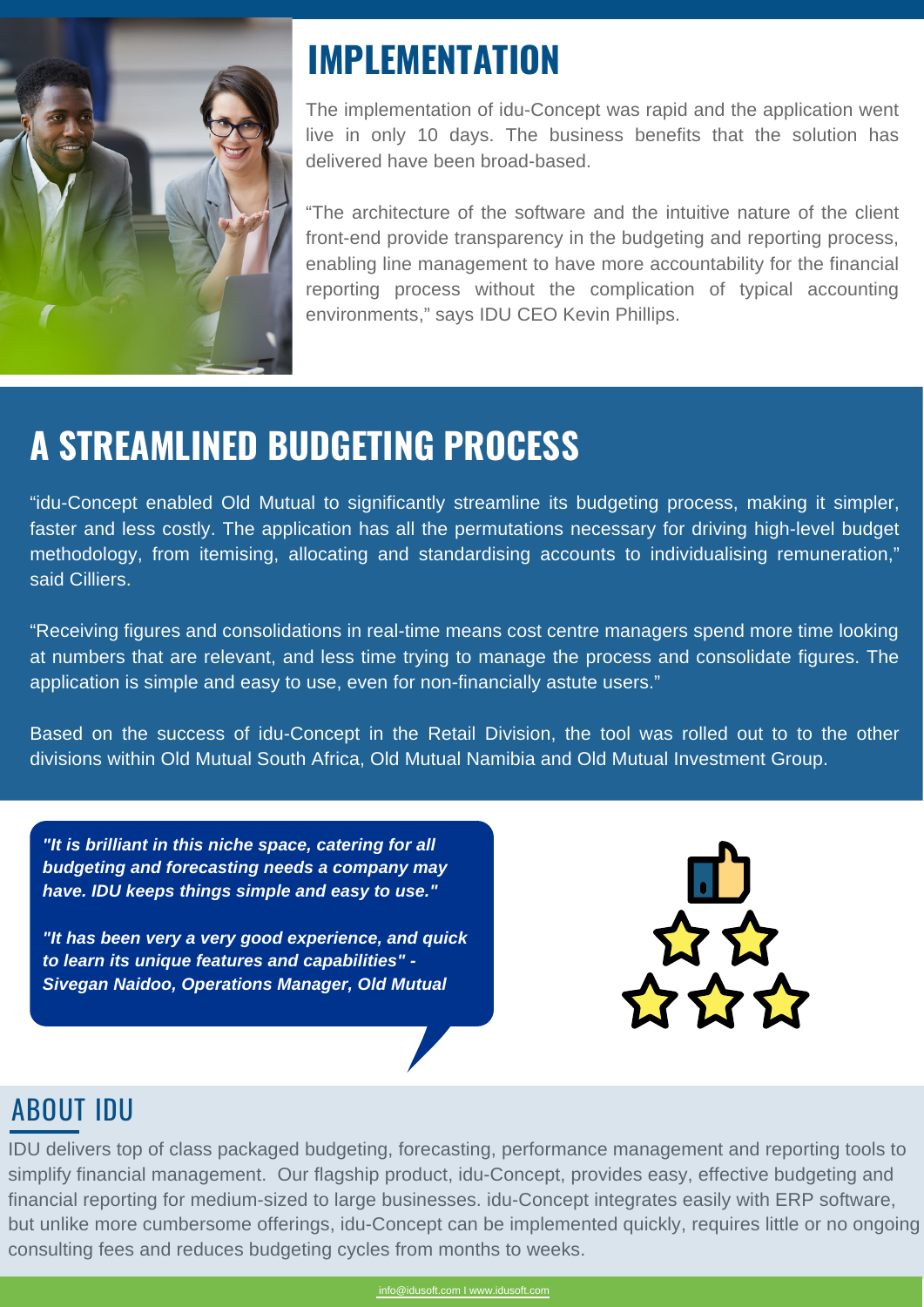# IMPLEMENTATION

The implementation of idu-Concept was rapid and the application went live in only 10 days. The business benefits that the solution has delivered have been broad-based.

“The architecture of the software and the intuitive nature of the client front-end provide transparency in the budgeting and reporting process, enabling line management to have more accountability for the financial reporting process without the complication of typical accounting environments,” says IDU CEO Kevin Phillips.

# A STREAMLINED BUDGETING PROCESS

“idu-Concept enabled Old Mutual to significantly streamline its budgeting process, making it simpler, faster and less costly. The application has all the permutations necessary for driving high-level budget methodology, from itemising, allocating and standardising accounts to individualising remuneration,” said Cilliers.

“Receiving figures and consolidations in real-time means cost centre managers spend more time looking at numbers that are relevant, and less time trying to manage the process and consolidate figures. The application is simple and easy to use, even for non-financially astute users.”

Based on the success of idu-Concept in the Retail Division, the tool was rolled out to to the other divisions within Old Mutual South Africa, Old Mutual Namibia and Old Mutual Investment Group.

***"It is brilliant in this niche space, catering for all budgeting and forecasting needs a company may have. IDU keeps things simple and easy to use."***

***"It has been very a very good experience, and quick to learn its unique features and capabilities" - Sivegan Naidoo, Operations Manager, Old Mutual***

## ABOUT IDU

IDU delivers top of class packaged budgeting, forecasting, performance management and reporting tools to simplify financial management. Our flagship product, idu-Concept, provides easy, effective budgeting and financial reporting for medium-sized to large businesses. idu-Concept integrates easily with ERP software, but unlike more cumbersome offerings, idu-Concept can be implemented quickly, requires little or no ongoing consulting fees and reduces budgeting cycles from months to weeks.

info@idusoft.com I www.idusoft.com